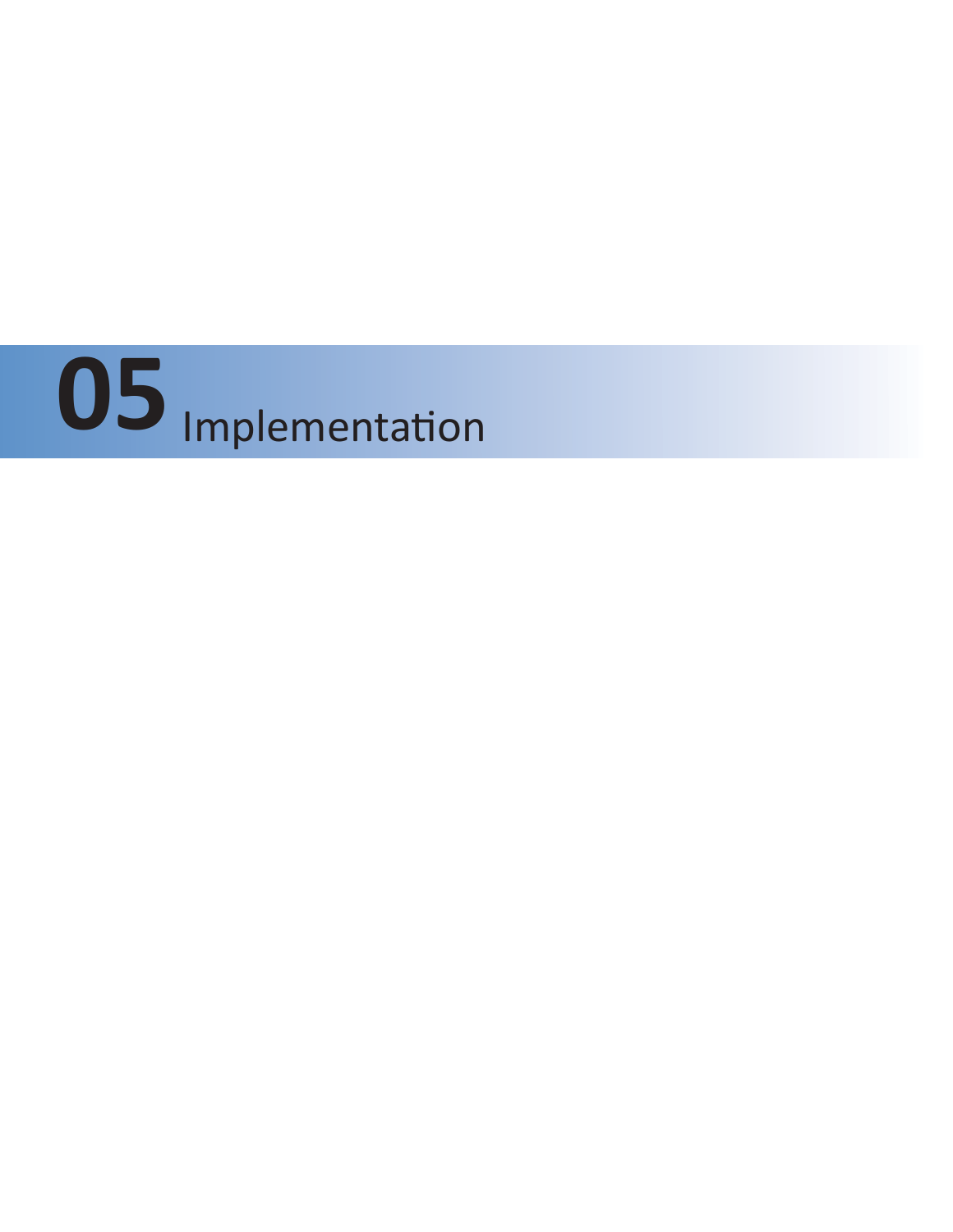# 05 Implementation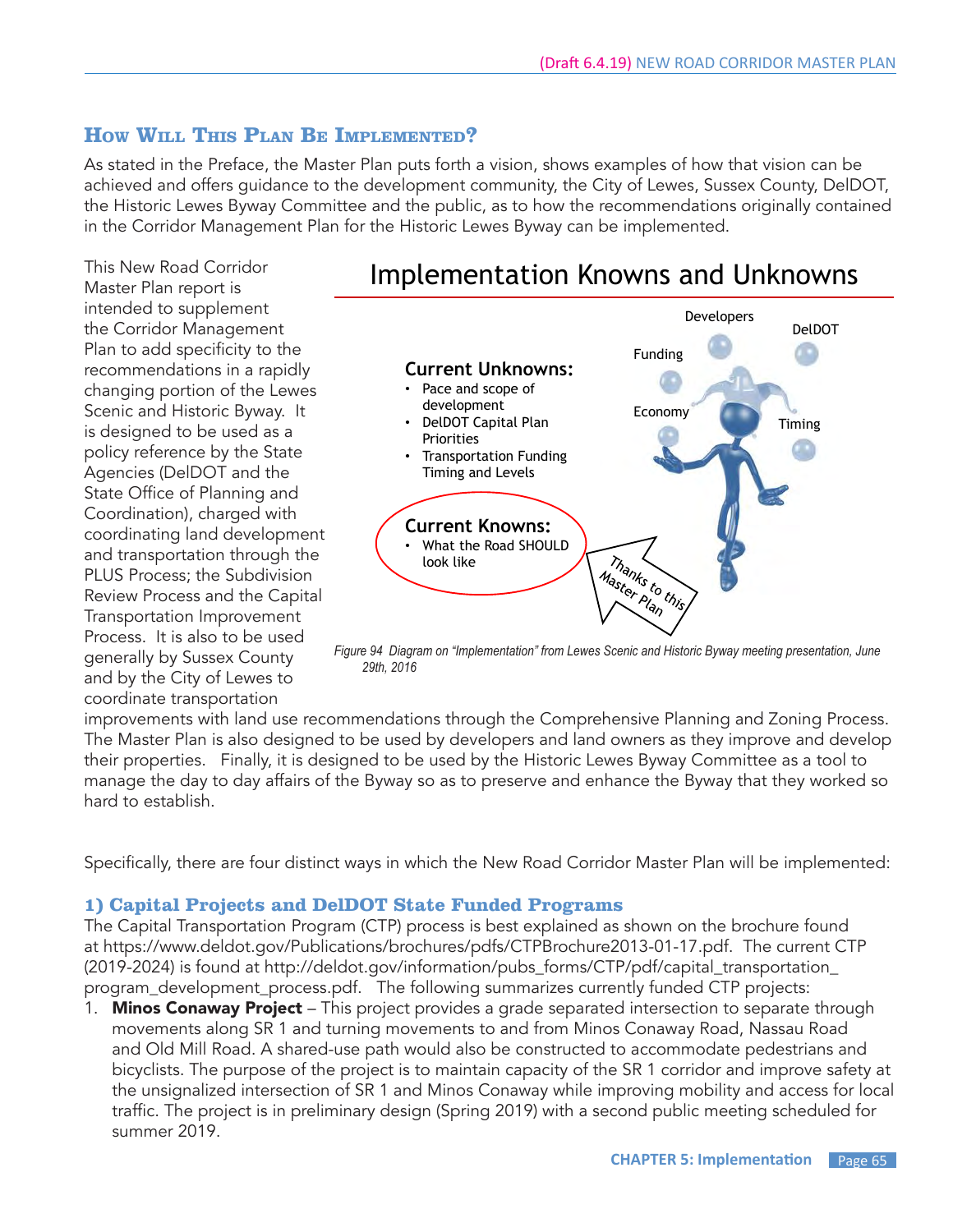## How Will This Plan Be Implemented?

As stated in the Preface, the Master Plan puts forth a vision, shows examples of how that vision can be achieved and offers guidance to the development community, the City of Lewes, Sussex County, DelDOT, the Historic Lewes Byway Committee and the public, as to how the recommendations originally contained in the Corridor Management Plan for the Historic Lewes Byway can be implemented.

This New Road Corridor Master Plan report is intended to supplement the Corridor Management Plan to add specificity to the recommendations in a rapidly changing portion of the Lewes Scenic and Historic Byway. It is designed to be used as a policy reference by the State Agencies (DelDOT and the State Office of Planning and Coordination), charged with coordinating land development and transportation through the PLUS Process; the Subdivision Review Process and the Capital Transportation Improvement Process. It is also to be used generally by Sussex County and by the City of Lewes to coordinate transportation improvements with land use recommendations through the Comprehensive Planning and Zoning Process. The Master Plan is also designed to be used by developers and land owners as they improve and develop their properties. Finally, it is designed to be used by the Historic Lewes Byway Committee as a tool to manage the day to day affairs of the Byway so as to preserve and enhance the Byway that they worked so hard to establish.

**Implementation Knowns and Unknowns**

**Current Unknowns:**
- Pace and scope of development
- DelDOT Capital Plan Priorities
- Transportation Funding Timing and Levels

**Current Knowns:**
- What the Road SHOULD look like

Developers, DelDOT, Funding, Economy, Timing

Thanks to this Master Plan

*Figure 94 Diagram on "Implementation" from Lewes Scenic and Historic Byway meeting presentation, June 29th, 2016*

Specifically, there are four distinct ways in which the New Road Corridor Master Plan will be implemented:

### 1) Capital Projects and DelDOT State Funded Programs

The Capital Transportation Program (CTP) process is best explained as shown on the brochure found at https://www.deldot.gov/Publications/brochures/pdfs/CTPBrochure2013-01-17.pdf. The current CTP (2019-2024) is found at http://deldot.gov/information/pubs_forms/CTP/pdf/capital_transportation_program_development_process.pdf. The following summarizes currently funded CTP projects:

1. **Minos Conaway Project** – This project provides a grade separated intersection to separate through movements along SR 1 and turning movements to and from Minos Conaway Road, Nassau Road and Old Mill Road. A shared-use path would also be constructed to accommodate pedestrians and bicyclists. The purpose of the project is to maintain capacity of the SR 1 corridor and improve safety at the unsignalized intersection of SR 1 and Minos Conaway while improving mobility and access for local traffic. The project is in preliminary design (Spring 2019) with a second public meeting scheduled for summer 2019.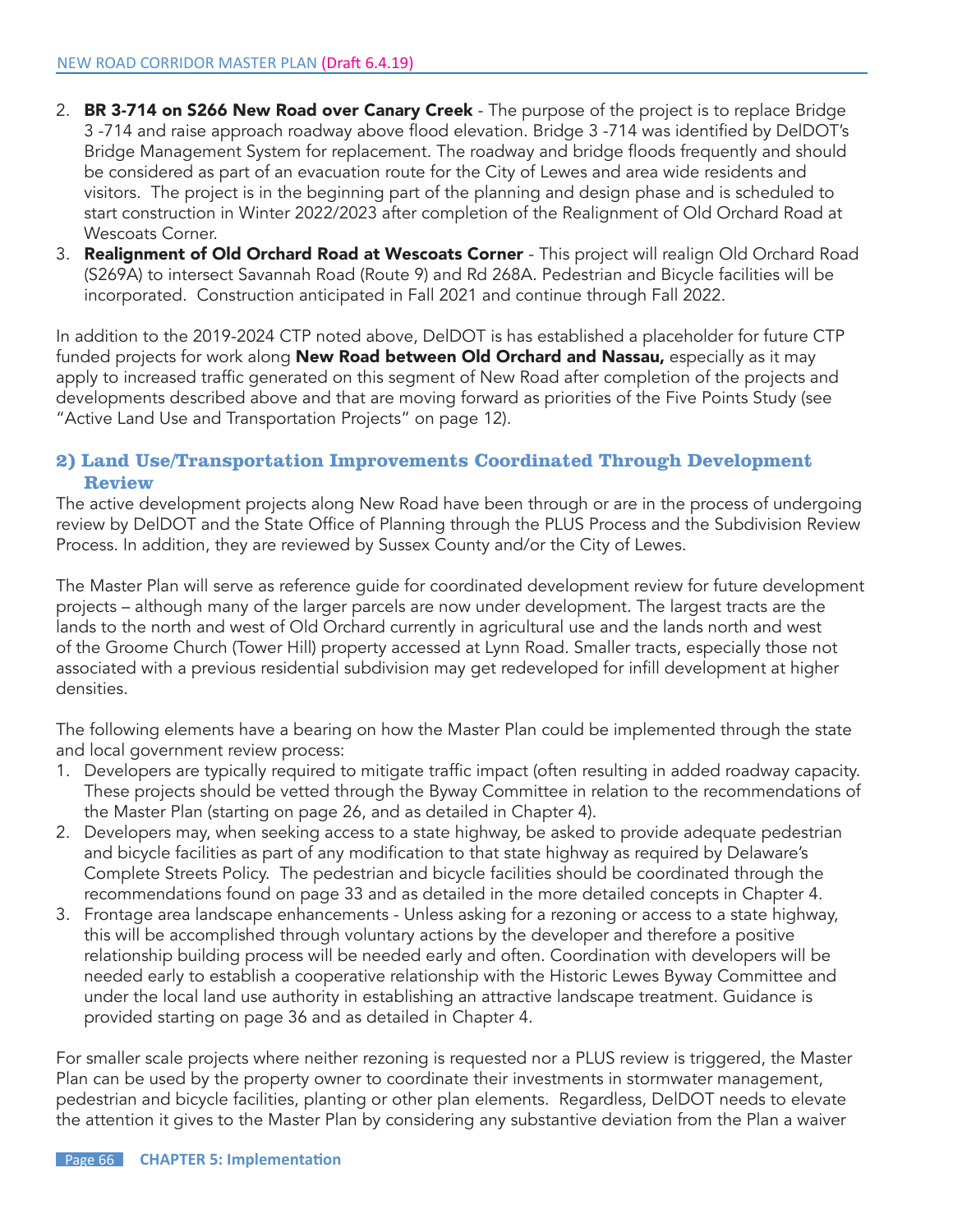2. **BR 3-714 on S266 New Road over Canary Creek** - The purpose of the project is to replace Bridge 3 -714 and raise approach roadway above flood elevation. Bridge 3 -714 was identified by DelDOT's Bridge Management System for replacement. The roadway and bridge floods frequently and should be considered as part of an evacuation route for the City of Lewes and area wide residents and visitors. The project is in the beginning part of the planning and design phase and is scheduled to start construction in Winter 2022/2023 after completion of the Realignment of Old Orchard Road at Wescoats Corner.
3. **Realignment of Old Orchard Road at Wescoats Corner** - This project will realign Old Orchard Road (S269A) to intersect Savannah Road (Route 9) and Rd 268A. Pedestrian and Bicycle facilities will be incorporated. Construction anticipated in Fall 2021 and continue through Fall 2022.

In addition to the 2019-2024 CTP noted above, DelDOT is has established a placeholder for future CTP funded projects for work along **New Road between Old Orchard and Nassau,** especially as it may apply to increased traffic generated on this segment of New Road after completion of the projects and developments described above and that are moving forward as priorities of the Five Points Study (see "Active Land Use and Transportation Projects" on page 12).

### 2) Land Use/Transportation Improvements Coordinated Through Development Review

The active development projects along New Road have been through or are in the process of undergoing review by DelDOT and the State Office of Planning through the PLUS Process and the Subdivision Review Process. In addition, they are reviewed by Sussex County and/or the City of Lewes.

The Master Plan will serve as reference guide for coordinated development review for future development projects – although many of the larger parcels are now under development. The largest tracts are the lands to the north and west of Old Orchard currently in agricultural use and the lands north and west of the Groome Church (Tower Hill) property accessed at Lynn Road. Smaller tracts, especially those not associated with a previous residential subdivision may get redeveloped for infill development at higher densities.

The following elements have a bearing on how the Master Plan could be implemented through the state and local government review process:

1. Developers are typically required to mitigate traffic impact (often resulting in added roadway capacity. These projects should be vetted through the Byway Committee in relation to the recommendations of the Master Plan (starting on page 26, and as detailed in Chapter 4).
2. Developers may, when seeking access to a state highway, be asked to provide adequate pedestrian and bicycle facilities as part of any modification to that state highway as required by Delaware's Complete Streets Policy. The pedestrian and bicycle facilities should be coordinated through the recommendations found on page 33 and as detailed in the more detailed concepts in Chapter 4.
3. Frontage area landscape enhancements - Unless asking for a rezoning or access to a state highway, this will be accomplished through voluntary actions by the developer and therefore a positive relationship building process will be needed early and often. Coordination with developers will be needed early to establish a cooperative relationship with the Historic Lewes Byway Committee and under the local land use authority in establishing an attractive landscape treatment. Guidance is provided starting on page 36 and as detailed in Chapter 4.

For smaller scale projects where neither rezoning is requested nor a PLUS review is triggered, the Master Plan can be used by the property owner to coordinate their investments in stormwater management, pedestrian and bicycle facilities, planting or other plan elements. Regardless, DelDOT needs to elevate the attention it gives to the Master Plan by considering any substantive deviation from the Plan a waiver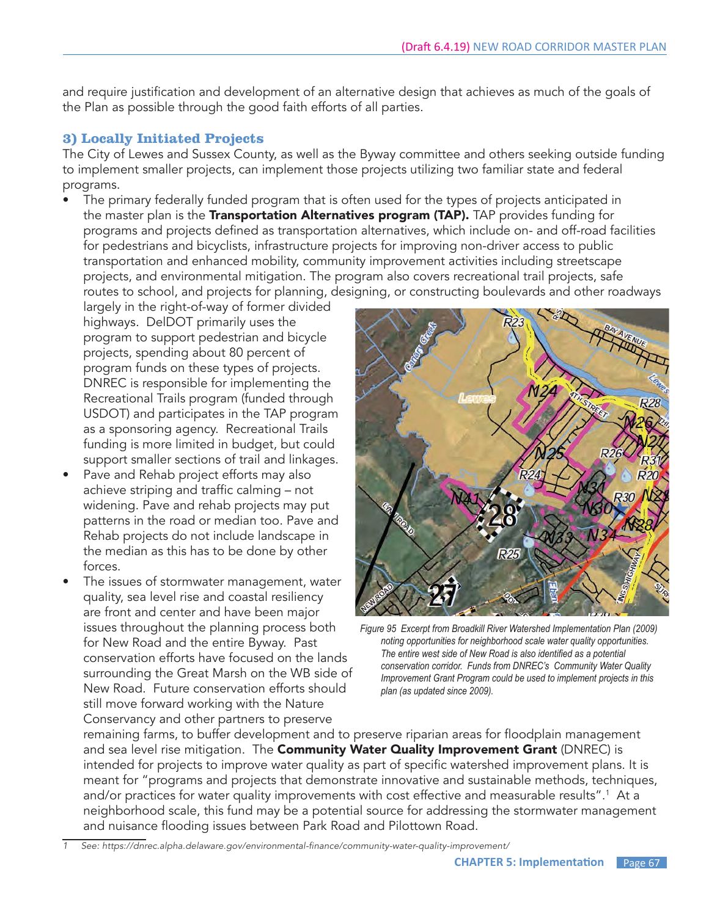and require justification and development of an alternative design that achieves as much of the goals of the Plan as possible through the good faith efforts of all parties.

### 3) Locally Initiated Projects

The City of Lewes and Sussex County, as well as the Byway committee and others seeking outside funding to implement smaller projects, can implement those projects utilizing two familiar state and federal programs.

- The primary federally funded program that is often used for the types of projects anticipated in the master plan is the **Transportation Alternatives program (TAP).** TAP provides funding for programs and projects defined as transportation alternatives, which include on- and off-road facilities for pedestrians and bicyclists, infrastructure projects for improving non-driver access to public transportation and enhanced mobility, community improvement activities including streetscape projects, and environmental mitigation. The program also covers recreational trail projects, safe routes to school, and projects for planning, designing, or constructing boulevards and other roadways largely in the right-of-way of former divided highways. DelDOT primarily uses the program to support pedestrian and bicycle projects, spending about 80 percent of program funds on these types of projects. DNREC is responsible for implementing the Recreational Trails program (funded through USDOT) and participates in the TAP program as a sponsoring agency. Recreational Trails funding is more limited in budget, but could support smaller sections of trail and linkages.
- Pave and Rehab project efforts may also achieve striping and traffic calming – not widening. Pave and rehab projects may put patterns in the road or median too. Pave and Rehab projects do not include landscape in the median as this has to be done by other forces.
- The issues of stormwater management, water quality, sea level rise and coastal resiliency are front and center and have been major issues throughout the planning process both for New Road and the entire Byway. Past conservation efforts have focused on the lands surrounding the Great Marsh on the WB side of New Road. Future conservation efforts should still move forward working with the Nature Conservancy and other partners to preserve remaining farms, to buffer development and to preserve riparian areas for floodplain management and sea level rise mitigation. The **Community Water Quality Improvement Grant** (DNREC) is intended for projects to improve water quality as part of specific watershed improvement plans. It is meant for "programs and projects that demonstrate innovative and sustainable methods, techniques, and/or practices for water quality improvements with cost effective and measurable results".[1] At a neighborhood scale, this fund may be a potential source for addressing the stormwater management and nuisance flooding issues between Park Road and Pilottown Road.

*Figure 95 Excerpt from Broadkill River Watershed Implementation Plan (2009) noting opportunities for neighborhood scale water quality opportunities. The entire west side of New Road is also identified as a potential conservation corridor. Funds from DNREC's Community Water Quality Improvement Grant Program could be used to implement projects in this plan (as updated since 2009).*

[1] See: https://dnrec.alpha.delaware.gov/environmental-finance/community-water-quality-improvement/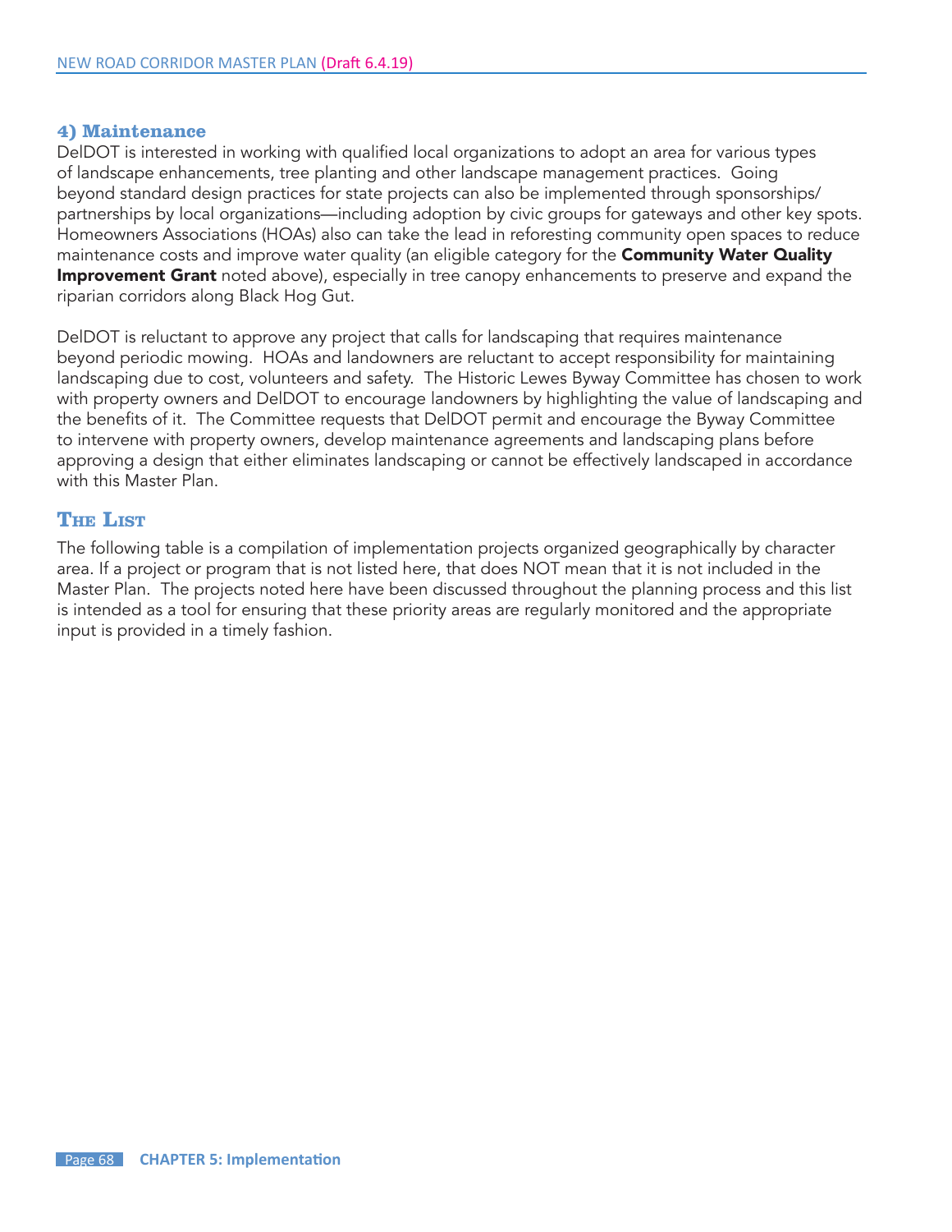### 4) Maintenance

DelDOT is interested in working with qualified local organizations to adopt an area for various types of landscape enhancements, tree planting and other landscape management practices. Going beyond standard design practices for state projects can also be implemented through sponsorships/partnerships by local organizations—including adoption by civic groups for gateways and other key spots. Homeowners Associations (HOAs) also can take the lead in reforesting community open spaces to reduce maintenance costs and improve water quality (an eligible category for the **Community Water Quality Improvement Grant** noted above), especially in tree canopy enhancements to preserve and expand the riparian corridors along Black Hog Gut.

DelDOT is reluctant to approve any project that calls for landscaping that requires maintenance beyond periodic mowing. HOAs and landowners are reluctant to accept responsibility for maintaining landscaping due to cost, volunteers and safety. The Historic Lewes Byway Committee has chosen to work with property owners and DelDOT to encourage landowners by highlighting the value of landscaping and the benefits of it. The Committee requests that DelDOT permit and encourage the Byway Committee to intervene with property owners, develop maintenance agreements and landscaping plans before approving a design that either eliminates landscaping or cannot be effectively landscaped in accordance with this Master Plan.

## The List

The following table is a compilation of implementation projects organized geographically by character area. If a project or program that is not listed here, that does NOT mean that it is not included in the Master Plan. The projects noted here have been discussed throughout the planning process and this list is intended as a tool for ensuring that these priority areas are regularly monitored and the appropriate input is provided in a timely fashion.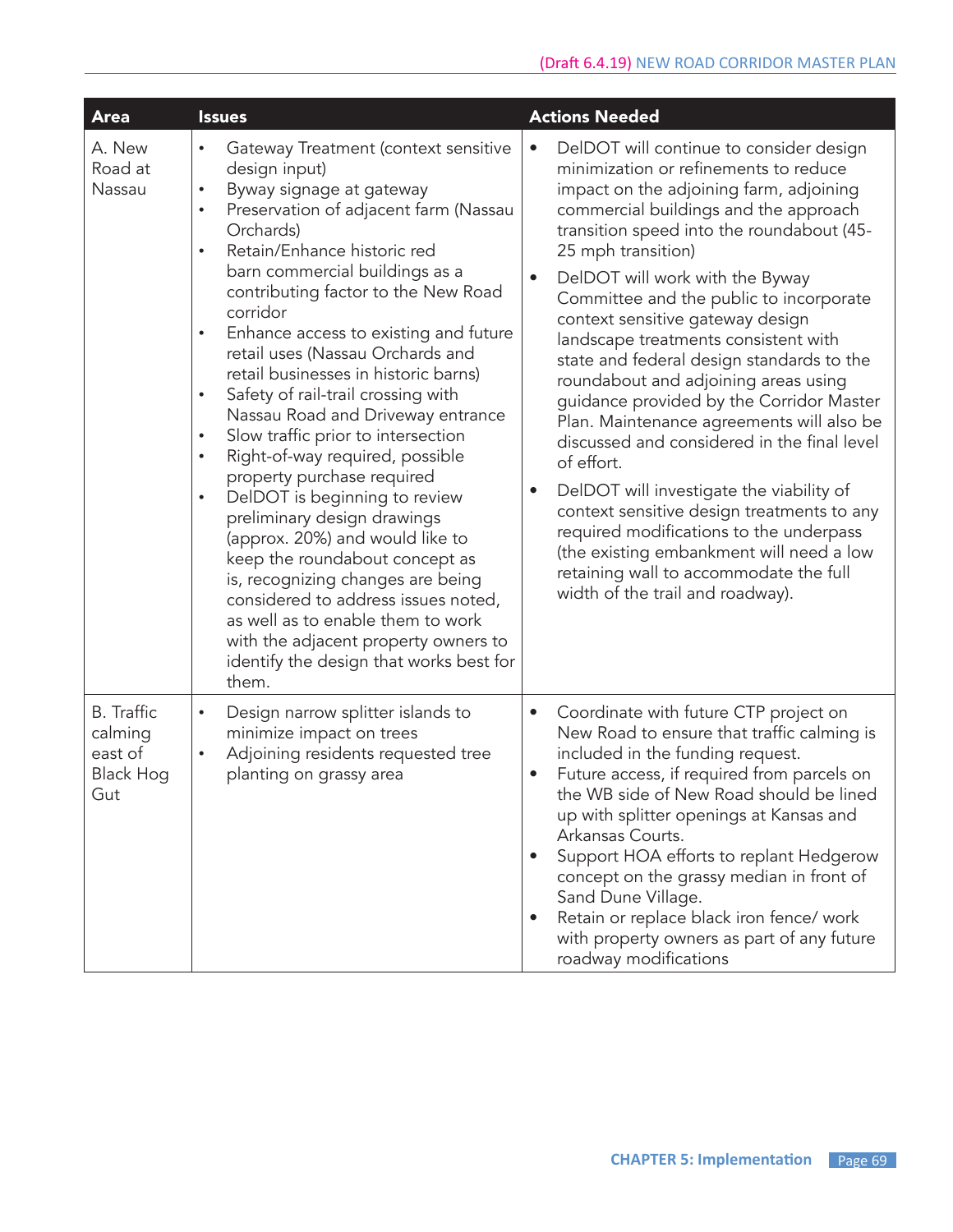| Area | Issues | Actions Needed |
|---|---|---|
| A. New Road at Nassau | • Gateway Treatment (context sensitive design input)<br>• Byway signage at gateway<br>• Preservation of adjacent farm (Nassau Orchards)<br>• Retain/Enhance historic red barn commercial buildings as a contributing factor to the New Road corridor<br>• Enhance access to existing and future retail uses (Nassau Orchards and retail businesses in historic barns)<br>• Safety of rail-trail crossing with Nassau Road and Driveway entrance<br>• Slow traffic prior to intersection<br>• Right-of-way required, possible property purchase required<br>• DelDOT is beginning to review preliminary design drawings (approx. 20%) and would like to keep the roundabout concept as is, recognizing changes are being considered to address issues noted, as well as to enable them to work with the adjacent property owners to identify the design that works best for them. | • DelDOT will continue to consider design minimization or refinements to reduce impact on the adjoining farm, adjoining commercial buildings and the approach transition speed into the roundabout (45-25 mph transition)<br>• DelDOT will work with the Byway Committee and the public to incorporate context sensitive gateway design landscape treatments consistent with state and federal design standards to the roundabout and adjoining areas using guidance provided by the Corridor Master Plan. Maintenance agreements will also be discussed and considered in the final level of effort.<br>• DelDOT will investigate the viability of context sensitive design treatments to any required modifications to the underpass (the existing embankment will need a low retaining wall to accommodate the full width of the trail and roadway). |
| B. Traffic calming east of Black Hog Gut | • Design narrow splitter islands to minimize impact on trees<br>• Adjoining residents requested tree planting on grassy area | • Coordinate with future CTP project on New Road to ensure that traffic calming is included in the funding request.<br>• Future access, if required from parcels on the WB side of New Road should be lined up with splitter openings at Kansas and Arkansas Courts.<br>• Support HOA efforts to replant Hedgerow concept on the grassy median in front of Sand Dune Village.<br>• Retain or replace black iron fence/ work with property owners as part of any future roadway modifications |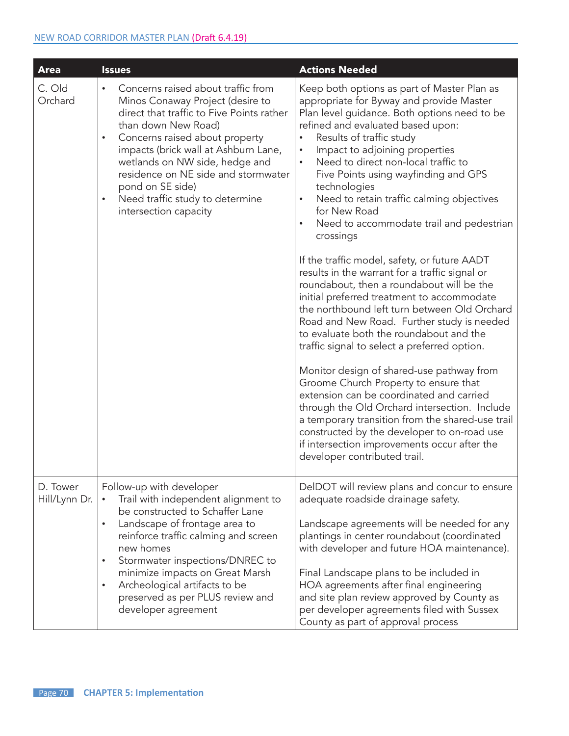| Area | Issues | Actions Needed |
| --- | --- | --- |
| C. Old Orchard | • Concerns raised about traffic from Minos Conaway Project (desire to direct that traffic to Five Points rather than down New Road)<br>• Concerns raised about property impacts (brick wall at Ashburn Lane, wetlands on NW side, hedge and residence on NE side and stormwater pond on SE side)<br>• Need traffic study to determine intersection capacity | Keep both options as part of Master Plan as appropriate for Byway and provide Master Plan level guidance. Both options need to be refined and evaluated based upon:<br>• Results of traffic study<br>• Impact to adjoining properties<br>• Need to direct non-local traffic to Five Points using wayfinding and GPS technologies<br>• Need to retain traffic calming objectives for New Road<br>• Need to accommodate trail and pedestrian crossings<br><br>If the traffic model, safety, or future AADT results in the warrant for a traffic signal or roundabout, then a roundabout will be the initial preferred treatment to accommodate the northbound left turn between Old Orchard Road and New Road. Further study is needed to evaluate both the roundabout and the traffic signal to select a preferred option.<br><br>Monitor design of shared-use pathway from Groome Church Property to ensure that extension can be coordinated and carried through the Old Orchard intersection. Include a temporary transition from the shared-use trail constructed by the developer to on-road use if intersection improvements occur after the developer contributed trail. |
| D. Tower Hill/Lynn Dr. | Follow-up with developer<br>• Trail with independent alignment to be constructed to Schaffer Lane<br>• Landscape of frontage area to reinforce traffic calming and screen new homes<br>• Stormwater inspections/DNREC to minimize impacts on Great Marsh<br>• Archeological artifacts to be preserved as per PLUS review and developer agreement | DelDOT will review plans and concur to ensure adequate roadside drainage safety.<br><br>Landscape agreements will be needed for any plantings in center roundabout (coordinated with developer and future HOA maintenance).<br><br>Final Landscape plans to be included in HOA agreements after final engineering and site plan review approved by County as per developer agreements filed with Sussex County as part of approval process |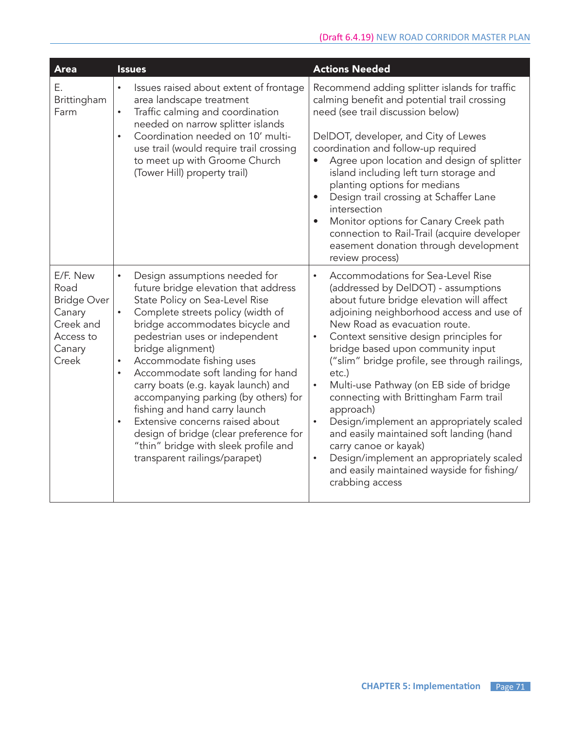| Area | Issues | Actions Needed |
|---|---|---|
| E. Brittingham Farm | • Issues raised about extent of frontage area landscape treatment<br>• Traffic calming and coordination needed on narrow splitter islands<br>• Coordination needed on 10' multi-use trail (would require trail crossing to meet up with Groome Church (Tower Hill) property trail) | Recommend adding splitter islands for traffic calming benefit and potential trail crossing need (see trail discussion below)<br><br>DelDOT, developer, and City of Lewes coordination and follow-up required<br>• Agree upon location and design of splitter island including left turn storage and planting options for medians<br>• Design trail crossing at Schaffer Lane intersection<br>• Monitor options for Canary Creek path connection to Rail-Trail (acquire developer easement donation through development review process) |
| E/F. New Road Bridge Over Canary Creek and Access to Canary Creek | • Design assumptions needed for future bridge elevation that address State Policy on Sea-Level Rise<br>• Complete streets policy (width of bridge accommodates bicycle and pedestrian uses or independent bridge alignment)<br>• Accommodate fishing uses<br>• Accommodate soft landing for hand carry boats (e.g. kayak launch) and accompanying parking (by others) for fishing and hand carry launch<br>• Extensive concerns raised about design of bridge (clear preference for "thin" bridge with sleek profile and transparent railings/parapet) | • Accommodations for Sea-Level Rise (addressed by DelDOT) - assumptions about future bridge elevation will affect adjoining neighborhood access and use of New Road as evacuation route.<br>• Context sensitive design principles for bridge based upon community input ("slim" bridge profile, see through railings, etc.)<br>• Multi-use Pathway (on EB side of bridge connecting with Brittingham Farm trail approach)<br>• Design/implement an appropriately scaled and easily maintained soft landing (hand carry canoe or kayak)<br>• Design/implement an appropriately scaled and easily maintained wayside for fishing/crabbing access |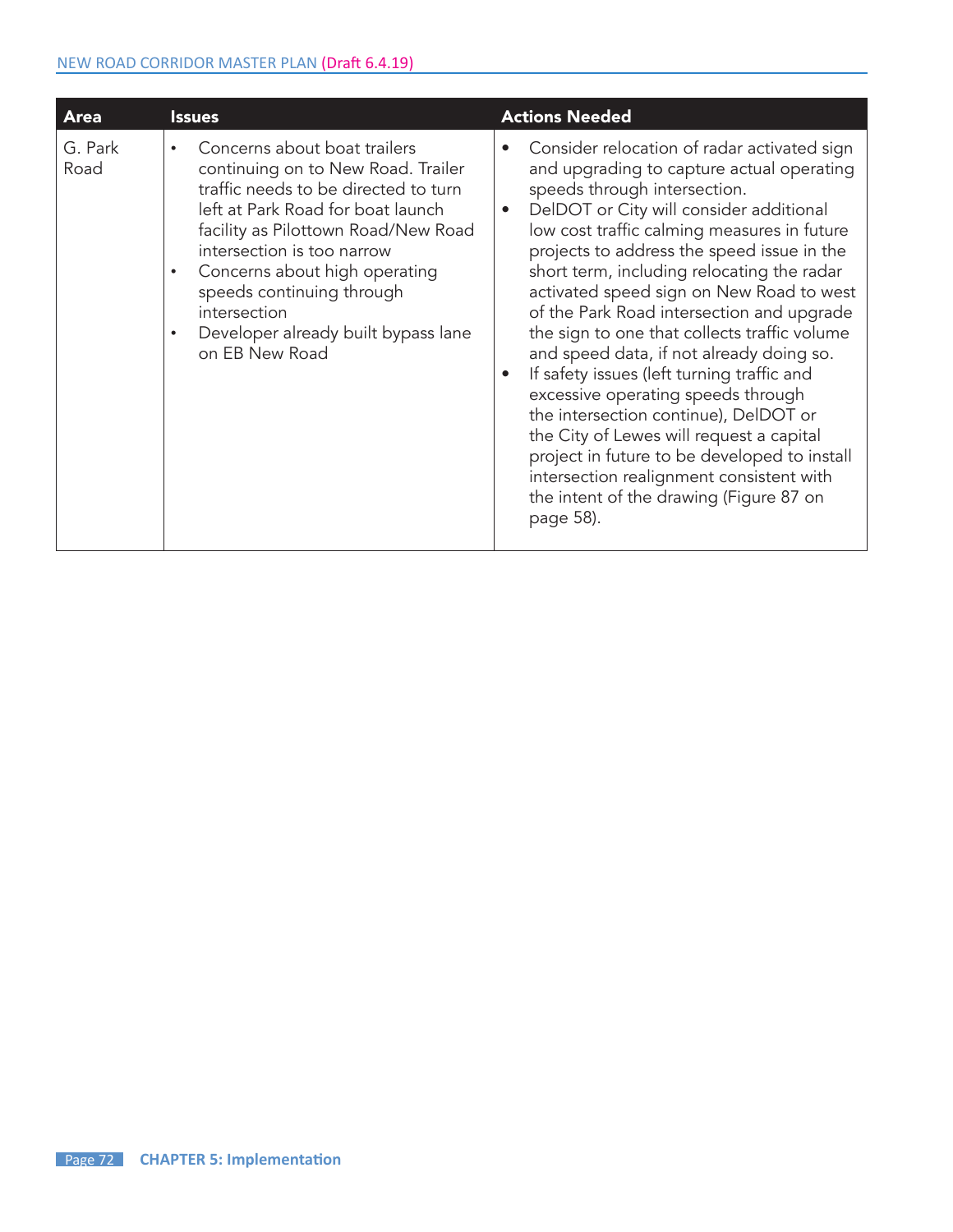| Area | Issues | Actions Needed |
|---|---|---|
| G. Park Road | • Concerns about boat trailers continuing on to New Road. Trailer traffic needs to be directed to turn left at Park Road for boat launch facility as Pilottown Road/New Road intersection is too narrow<br>• Concerns about high operating speeds continuing through intersection<br>• Developer already built bypass lane on EB New Road | • Consider relocation of radar activated sign and upgrading to capture actual operating speeds through intersection.<br>• DelDOT or City will consider additional low cost traffic calming measures in future projects to address the speed issue in the short term, including relocating the radar activated speed sign on New Road to west of the Park Road intersection and upgrade the sign to one that collects traffic volume and speed data, if not already doing so.<br>• If safety issues (left turning traffic and excessive operating speeds through the intersection continue), DelDOT or the City of Lewes will request a capital project in future to be developed to install intersection realignment consistent with the intent of the drawing (Figure 87 on page 58). |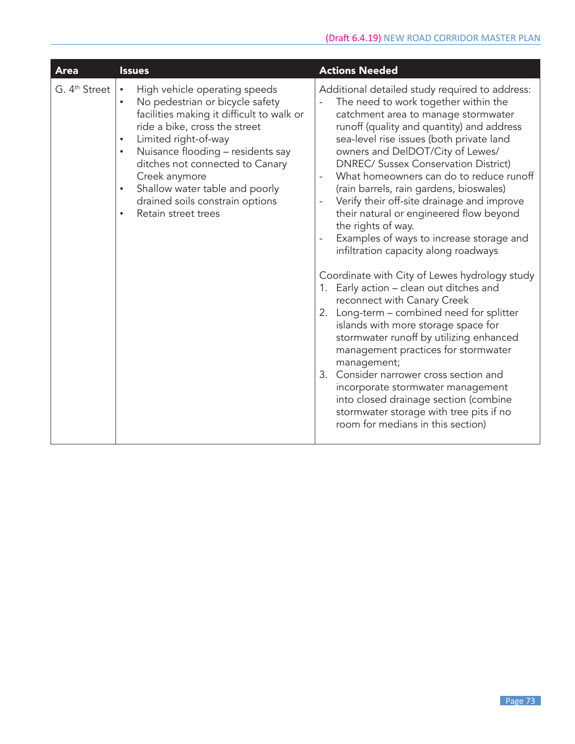| Area | Issues | Actions Needed |
| --- | --- | --- |
| G. 4th Street | • High vehicle operating speeds<br>• No pedestrian or bicycle safety facilities making it difficult to walk or ride a bike, cross the street<br>• Limited right-of-way<br>• Nuisance flooding – residents say ditches not connected to Canary Creek anymore<br>• Shallow water table and poorly drained soils constrain options<br>• Retain street trees | Additional detailed study required to address:<br>- The need to work together within the catchment area to manage stormwater runoff (quality and quantity) and address sea-level rise issues (both private land owners and DelDOT/City of Lewes/ DNREC/ Sussex Conservation District)<br>- What homeowners can do to reduce runoff (rain barrels, rain gardens, bioswales)<br>- Verify their off-site drainage and improve their natural or engineered flow beyond the rights of way.<br>- Examples of ways to increase storage and infiltration capacity along roadways<br><br>Coordinate with City of Lewes hydrology study<br>1. Early action – clean out ditches and reconnect with Canary Creek<br>2. Long-term – combined need for splitter islands with more storage space for stormwater runoff by utilizing enhanced management practices for stormwater management;<br>3. Consider narrower cross section and incorporate stormwater management into closed drainage section (combine stormwater storage with tree pits if no room for medians in this section) |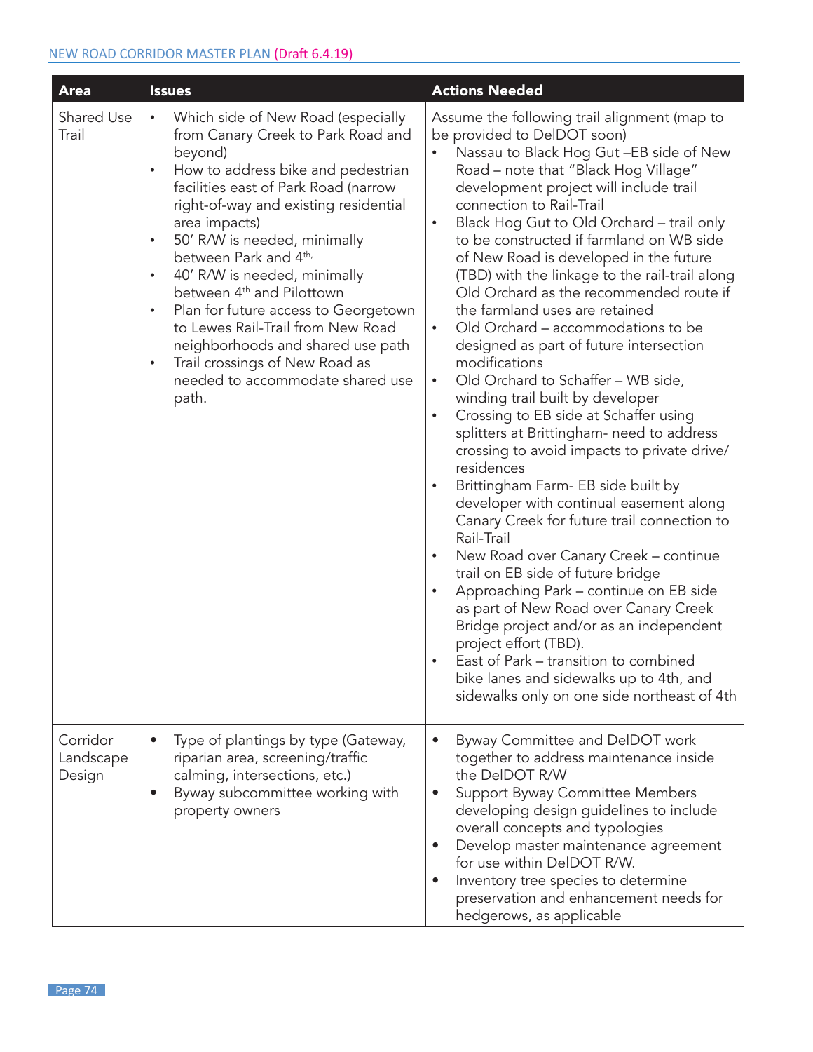| Area | Issues | Actions Needed |
|---|---|---|
| Shared Use Trail | • Which side of New Road (especially from Canary Creek to Park Road and beyond)<br>• How to address bike and pedestrian facilities east of Park Road (narrow right-of-way and existing residential area impacts)<br>• 50' R/W is needed, minimally between Park and 4th,<br>• 40' R/W is needed, minimally between 4th and Pilottown<br>• Plan for future access to Georgetown to Lewes Rail-Trail from New Road neighborhoods and shared use path<br>• Trail crossings of New Road as needed to accommodate shared use path. | Assume the following trail alignment (map to be provided to DelDOT soon)<br>• Nassau to Black Hog Gut –EB side of New Road – note that "Black Hog Village" development project will include trail connection to Rail-Trail<br>• Black Hog Gut to Old Orchard – trail only to be constructed if farmland on WB side of New Road is developed in the future (TBD) with the linkage to the rail-trail along Old Orchard as the recommended route if the farmland uses are retained<br>• Old Orchard – accommodations to be designed as part of future intersection modifications<br>• Old Orchard to Schaffer – WB side, winding trail built by developer<br>• Crossing to EB side at Schaffer using splitters at Brittingham- need to address crossing to avoid impacts to private drive/ residences<br>• Brittingham Farm- EB side built by developer with continual easement along Canary Creek for future trail connection to Rail-Trail<br>• New Road over Canary Creek – continue trail on EB side of future bridge<br>• Approaching Park – continue on EB side as part of New Road over Canary Creek Bridge project and/or as an independent project effort (TBD).<br>• East of Park – transition to combined bike lanes and sidewalks up to 4th, and sidewalks only on one side northeast of 4th |
| Corridor Landscape Design | • Type of plantings by type (Gateway, riparian area, screening/traffic calming, intersections, etc.)<br>• Byway subcommittee working with property owners | • Byway Committee and DelDOT work together to address maintenance inside the DelDOT R/W<br>• Support Byway Committee Members developing design guidelines to include overall concepts and typologies<br>• Develop master maintenance agreement for use within DelDOT R/W.<br>• Inventory tree species to determine preservation and enhancement needs for hedgerows, as applicable |